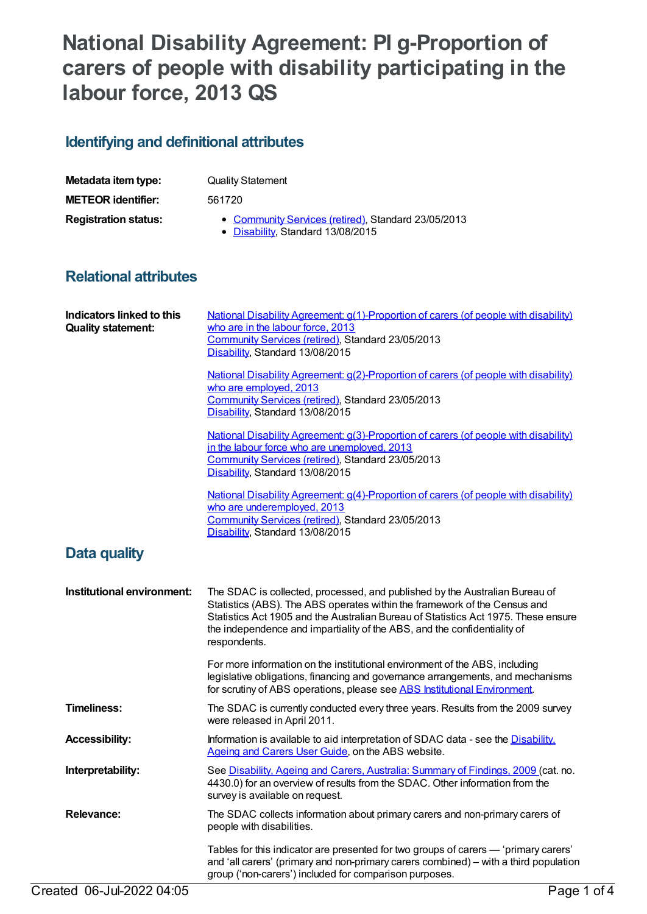# National Disability Agreement: PI g-Proportion of carers of people with disability participating in the labour force, 2013 QS

## Identifying and definitional attributes

**Metadata item type:** Quality Statement

**METEOR identifier:** 561720

**Registration status:**
- Community Services (retired), Standard 23/05/2013
- Disability, Standard 13/08/2015

## Relational attributes

**Indicators linked to this Quality statement:**

National Disability Agreement: g(1)-Proportion of carers (of people with disability) who are in the labour force, 2013
Community Services (retired), Standard 23/05/2013
Disability, Standard 13/08/2015

National Disability Agreement: g(2)-Proportion of carers (of people with disability) who are employed, 2013
Community Services (retired), Standard 23/05/2013
Disability, Standard 13/08/2015

National Disability Agreement: g(3)-Proportion of carers (of people with disability) in the labour force who are unemployed, 2013
Community Services (retired), Standard 23/05/2013
Disability, Standard 13/08/2015

National Disability Agreement: g(4)-Proportion of carers (of people with disability) who are underemployed, 2013
Community Services (retired), Standard 23/05/2013
Disability, Standard 13/08/2015

## Data quality

**Institutional environment:**

The SDAC is collected, processed, and published by the Australian Bureau of Statistics (ABS). The ABS operates within the framework of the Census and Statistics Act 1905 and the Australian Bureau of Statistics Act 1975. These ensure the independence and impartiality of the ABS, and the confidentiality of respondents.

For more information on the institutional environment of the ABS, including legislative obligations, financing and governance arrangements, and mechanisms for scrutiny of ABS operations, please see ABS Institutional Environment.

**Timeliness:**

The SDAC is currently conducted every three years. Results from the 2009 survey were released in April 2011.

**Accessibility:**

Information is available to aid interpretation of SDAC data - see the Disability, Ageing and Carers User Guide, on the ABS website.

**Interpretability:**

See Disability, Ageing and Carers, Australia: Summary of Findings, 2009 (cat. no. 4430.0) for an overview of results from the SDAC. Other information from the survey is available on request.

**Relevance:**

The SDAC collects information about primary carers and non-primary carers of people with disabilities.

Tables for this indicator are presented for two groups of carers — 'primary carers' and 'all carers' (primary and non-primary carers combined) – with a third population group ('non-carers') included for comparison purposes.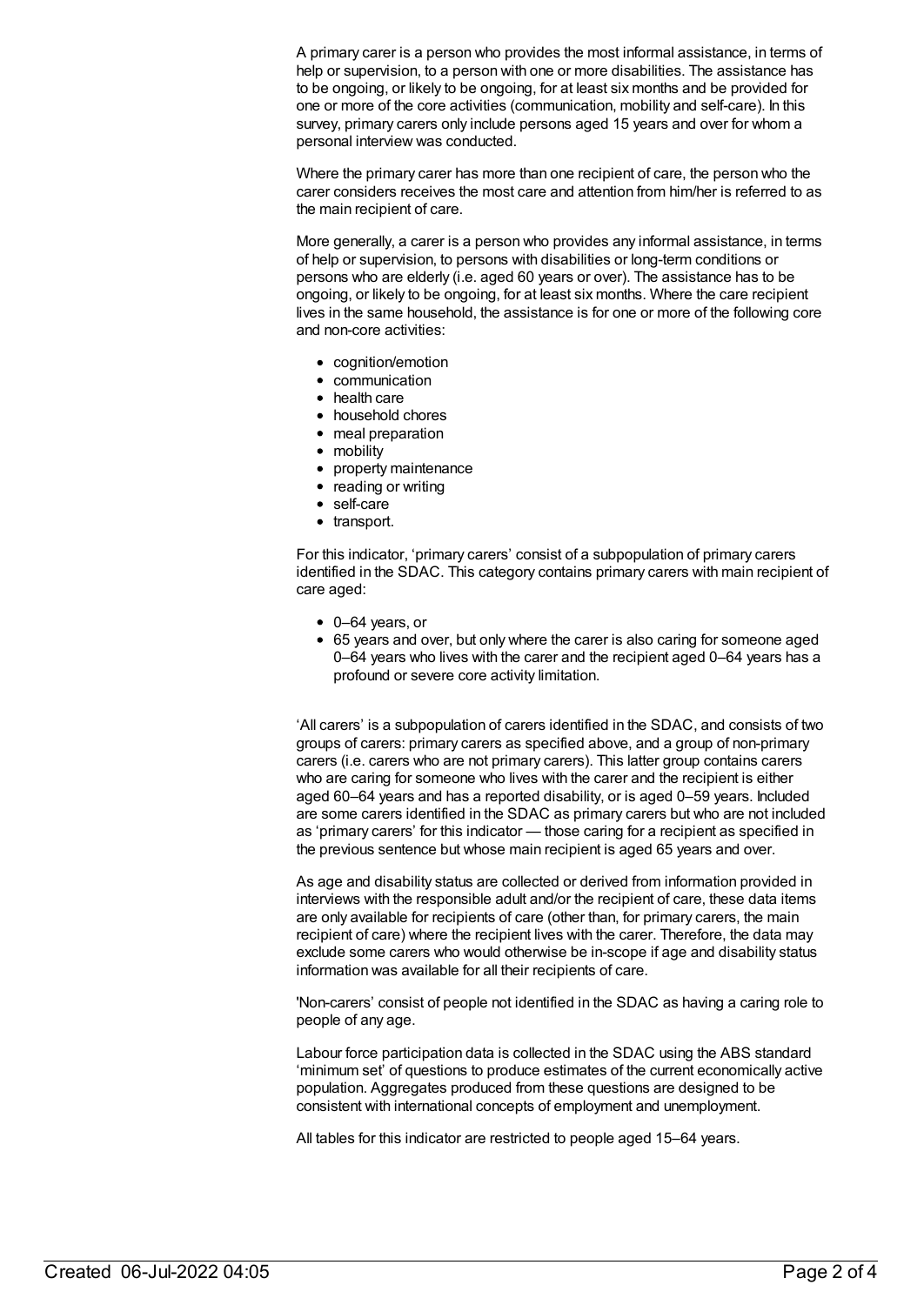A primary carer is a person who provides the most informal assistance, in terms of help or supervision, to a person with one or more disabilities. The assistance has to be ongoing, or likely to be ongoing, for at least six months and be provided for one or more of the core activities (communication, mobility and self-care). In this survey, primary carers only include persons aged 15 years and over for whom a personal interview was conducted.

Where the primary carer has more than one recipient of care, the person who the carer considers receives the most care and attention from him/her is referred to as the main recipient of care.

More generally, a carer is a person who provides any informal assistance, in terms of help or supervision, to persons with disabilities or long-term conditions or persons who are elderly (i.e. aged 60 years or over). The assistance has to be ongoing, or likely to be ongoing, for at least six months. Where the care recipient lives in the same household, the assistance is for one or more of the following core and non-core activities:

- cognition/emotion
- communication
- health care
- household chores
- meal preparation
- mobility
- property maintenance
- reading or writing
- self-care
- transport.

For this indicator, 'primary carers' consist of a subpopulation of primary carers identified in the SDAC. This category contains primary carers with main recipient of care aged:

- 0–64 years, or
- 65 years and over, but only where the carer is also caring for someone aged 0–64 years who lives with the carer and the recipient aged 0–64 years has a profound or severe core activity limitation.

'All carers' is a subpopulation of carers identified in the SDAC, and consists of two groups of carers: primary carers as specified above, and a group of non-primary carers (i.e. carers who are not primary carers). This latter group contains carers who are caring for someone who lives with the carer and the recipient is either aged 60–64 years and has a reported disability, or is aged 0–59 years. Included are some carers identified in the SDAC as primary carers but who are not included as 'primary carers' for this indicator — those caring for a recipient as specified in the previous sentence but whose main recipient is aged 65 years and over.

As age and disability status are collected or derived from information provided in interviews with the responsible adult and/or the recipient of care, these data items are only available for recipients of care (other than, for primary carers, the main recipient of care) where the recipient lives with the carer. Therefore, the data may exclude some carers who would otherwise be in-scope if age and disability status information was available for all their recipients of care.

'Non-carers' consist of people not identified in the SDAC as having a caring role to people of any age.

Labour force participation data is collected in the SDAC using the ABS standard 'minimum set' of questions to produce estimates of the current economically active population. Aggregates produced from these questions are designed to be consistent with international concepts of employment and unemployment.

All tables for this indicator are restricted to people aged 15–64 years.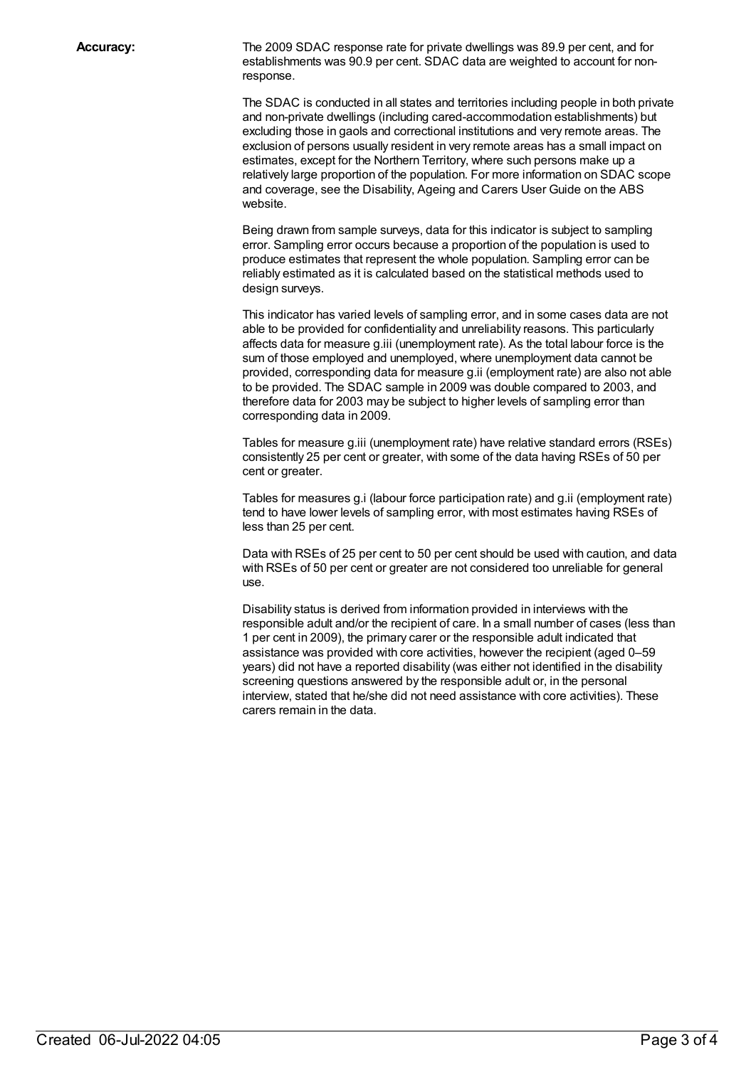**Accuracy:**

The 2009 SDAC response rate for private dwellings was 89.9 per cent, and for establishments was 90.9 per cent. SDAC data are weighted to account for non-response.

The SDAC is conducted in all states and territories including people in both private and non-private dwellings (including cared-accommodation establishments) but excluding those in gaols and correctional institutions and very remote areas. The exclusion of persons usually resident in very remote areas has a small impact on estimates, except for the Northern Territory, where such persons make up a relatively large proportion of the population. For more information on SDAC scope and coverage, see the Disability, Ageing and Carers User Guide on the ABS website.

Being drawn from sample surveys, data for this indicator is subject to sampling error. Sampling error occurs because a proportion of the population is used to produce estimates that represent the whole population. Sampling error can be reliably estimated as it is calculated based on the statistical methods used to design surveys.

This indicator has varied levels of sampling error, and in some cases data are not able to be provided for confidentiality and unreliability reasons. This particularly affects data for measure g.iii (unemployment rate). As the total labour force is the sum of those employed and unemployed, where unemployment data cannot be provided, corresponding data for measure g.ii (employment rate) are also not able to be provided. The SDAC sample in 2009 was double compared to 2003, and therefore data for 2003 may be subject to higher levels of sampling error than corresponding data in 2009.

Tables for measure g.iii (unemployment rate) have relative standard errors (RSEs) consistently 25 per cent or greater, with some of the data having RSEs of 50 per cent or greater.

Tables for measures g.i (labour force participation rate) and g.ii (employment rate) tend to have lower levels of sampling error, with most estimates having RSEs of less than 25 per cent.

Data with RSEs of 25 per cent to 50 per cent should be used with caution, and data with RSEs of 50 per cent or greater are not considered too unreliable for general use.

Disability status is derived from information provided in interviews with the responsible adult and/or the recipient of care. In a small number of cases (less than 1 per cent in 2009), the primary carer or the responsible adult indicated that assistance was provided with core activities, however the recipient (aged 0–59 years) did not have a reported disability (was either not identified in the disability screening questions answered by the responsible adult or, in the personal interview, stated that he/she did not need assistance with core activities). These carers remain in the data.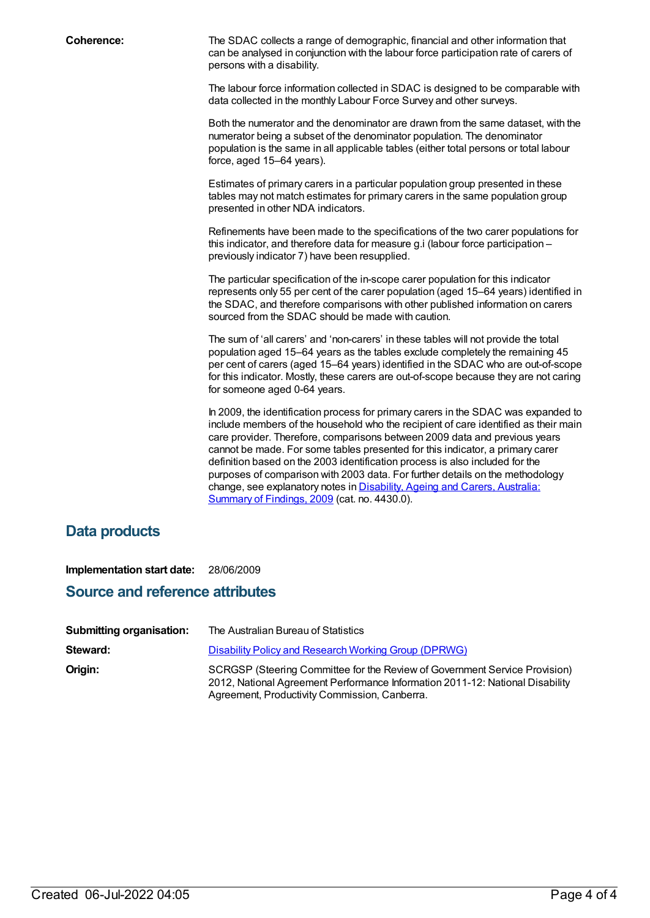**Coherence:** The SDAC collects a range of demographic, financial and other information that can be analysed in conjunction with the labour force participation rate of carers of persons with a disability.

The labour force information collected in SDAC is designed to be comparable with data collected in the monthly Labour Force Survey and other surveys.

Both the numerator and the denominator are drawn from the same dataset, with the numerator being a subset of the denominator population. The denominator population is the same in all applicable tables (either total persons or total labour force, aged 15–64 years).

Estimates of primary carers in a particular population group presented in these tables may not match estimates for primary carers in the same population group presented in other NDA indicators.

Refinements have been made to the specifications of the two carer populations for this indicator, and therefore data for measure g.i (labour force participation – previously indicator 7) have been resupplied.

The particular specification of the in-scope carer population for this indicator represents only 55 per cent of the carer population (aged 15–64 years) identified in the SDAC, and therefore comparisons with other published information on carers sourced from the SDAC should be made with caution.

The sum of 'all carers' and 'non-carers' in these tables will not provide the total population aged 15–64 years as the tables exclude completely the remaining 45 per cent of carers (aged 15–64 years) identified in the SDAC who are out-of-scope for this indicator. Mostly, these carers are out-of-scope because they are not caring for someone aged 0-64 years.

In 2009, the identification process for primary carers in the SDAC was expanded to include members of the household who the recipient of care identified as their main care provider. Therefore, comparisons between 2009 data and previous years cannot be made. For some tables presented for this indicator, a primary carer definition based on the 2003 identification process is also included for the purposes of comparison with 2003 data. For further details on the methodology change, see explanatory notes in [Disability, Ageing and Carers, Australia: Summary of Findings, 2009](#) (cat. no. 4430.0).

## Data products

**Implementation start date:** 28/06/2009

## Source and reference attributes

**Submitting organisation:** The Australian Bureau of Statistics

**Steward:** [Disability Policy and Research Working Group (DPRWG)](#)

**Origin:** SCRGSP (Steering Committee for the Review of Government Service Provision) 2012, National Agreement Performance Information 2011-12: National Disability Agreement, Productivity Commission, Canberra.